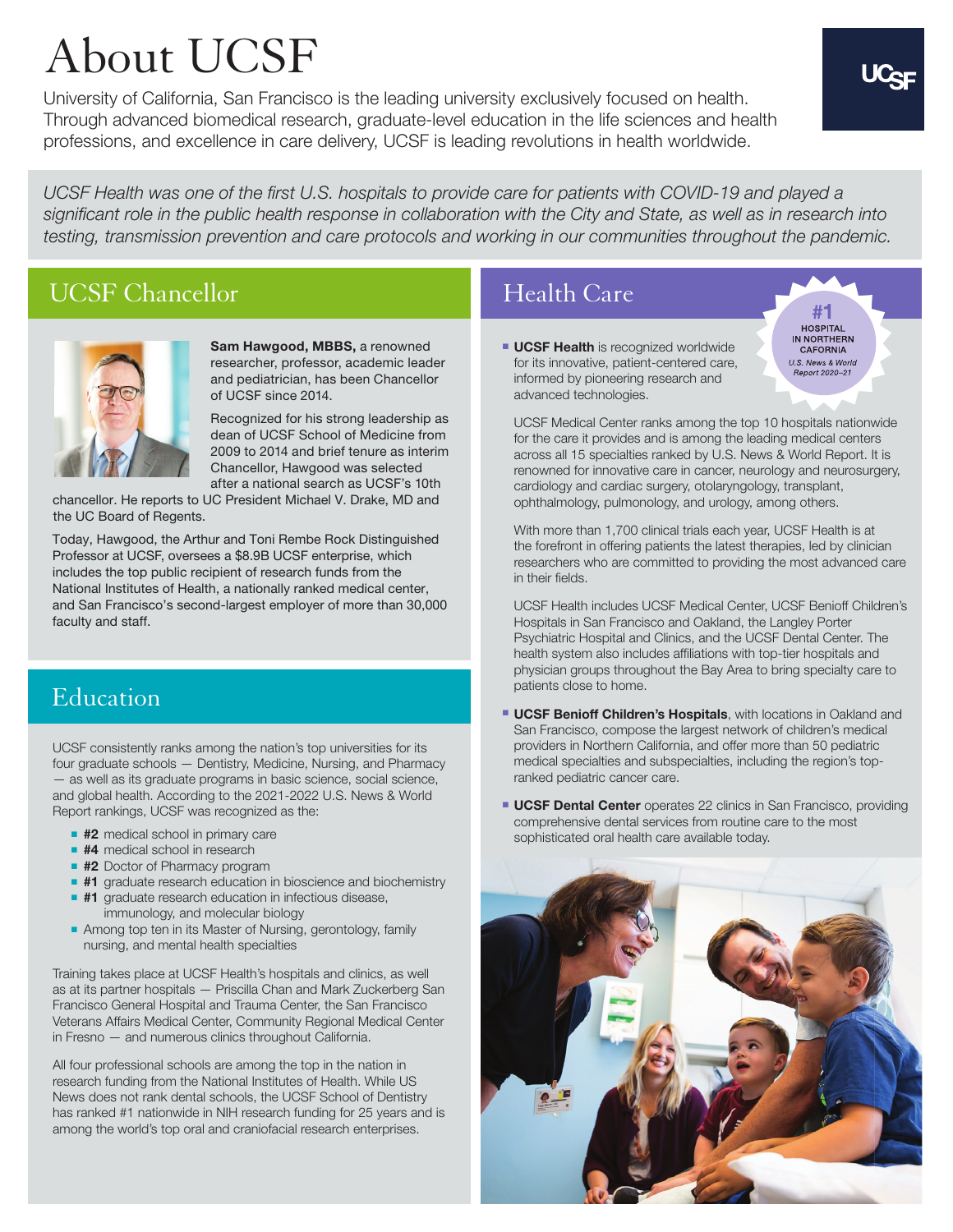# About UCSF

University of California, San Francisco is the leading university exclusively focused on health. Through advanced biomedical research, graduate-level education in the life sciences and health professions, and excellence in care delivery, UCSF is leading revolutions in health worldwide.

*UCSF Health was one of the first U.S. hospitals to provide care for patients with COVID-19 and played a significant role in the public health response in collaboration with the City and State, as well as in research into testing, transmission prevention and care protocols and working in our communities throughout the pandemic.*

## UCSF Chancellor

**Sam Hawgood, MBBS,** a renowned researcher, professor, academic leader and pediatrician, has been Chancellor of UCSF since 2014.

Recognized for his strong leadership as dean of UCSF School of Medicine from 2009 to 2014 and brief tenure as interim Chancellor, Hawgood was selected after a national search as UCSF's 10th chancellor. He reports to UC President Michael V. Drake, MD and the UC Board of Regents.

Today, Hawgood, the Arthur and Toni Rembe Rock Distinguished Professor at UCSF, oversees a $8.9B UCSF enterprise, which includes the top public recipient of research funds from the National Institutes of Health, a nationally ranked medical center, and San Francisco's second-largest employer of more than 30,000 faculty and staff.

## Education

UCSF consistently ranks among the nation's top universities for its four graduate schools — Dentistry, Medicine, Nursing, and Pharmacy — as well as its graduate programs in basic science, social science, and global health. According to the 2021-2022 U.S. News & World Report rankings, UCSF was recognized as the:

- **#2** medical school in primary care
- **#4** medical school in research
- **#2** Doctor of Pharmacy program
- **#1** graduate research education in bioscience and biochemistry
- **#1** graduate research education in infectious disease, immunology, and molecular biology
- Among top ten in its Master of Nursing, gerontology, family nursing, and mental health specialties

Training takes place at UCSF Health's hospitals and clinics, as well as at its partner hospitals — Priscilla Chan and Mark Zuckerberg San Francisco General Hospital and Trauma Center, the San Francisco Veterans Affairs Medical Center, Community Regional Medical Center in Fresno — and numerous clinics throughout California.

All four professional schools are among the top in the nation in research funding from the National Institutes of Health. While US News does not rank dental schools, the UCSF School of Dentistry has ranked #1 nationwide in NIH research funding for 25 years and is among the world's top oral and craniofacial research enterprises.

## Health Care

**#1 HOSPITAL IN NORTHERN CAFORNIA**
*U.S. News & World Report 2020–21*

- **UCSF Health** is recognized worldwide for its innovative, patient-centered care, informed by pioneering research and advanced technologies.

  UCSF Medical Center ranks among the top 10 hospitals nationwide for the care it provides and is among the leading medical centers across all 15 specialties ranked by U.S. News & World Report. It is renowned for innovative care in cancer, neurology and neurosurgery, cardiology and cardiac surgery, otolaryngology, transplant, ophthalmology, pulmonology, and urology, among others.

  With more than 1,700 clinical trials each year, UCSF Health is at the forefront in offering patients the latest therapies, led by clinician researchers who are committed to providing the most advanced care in their fields.

  UCSF Health includes UCSF Medical Center, UCSF Benioff Children's Hospitals in San Francisco and Oakland, the Langley Porter Psychiatric Hospital and Clinics, and the UCSF Dental Center. The health system also includes affiliations with top-tier hospitals and physician groups throughout the Bay Area to bring specialty care to patients close to home.

- **UCSF Benioff Children's Hospitals**, with locations in Oakland and San Francisco, compose the largest network of children's medical providers in Northern California, and offer more than 50 pediatric medical specialties and subspecialties, including the region's top-ranked pediatric cancer care.

- **UCSF Dental Center** operates 22 clinics in San Francisco, providing comprehensive dental services from routine care to the most sophisticated oral health care available today.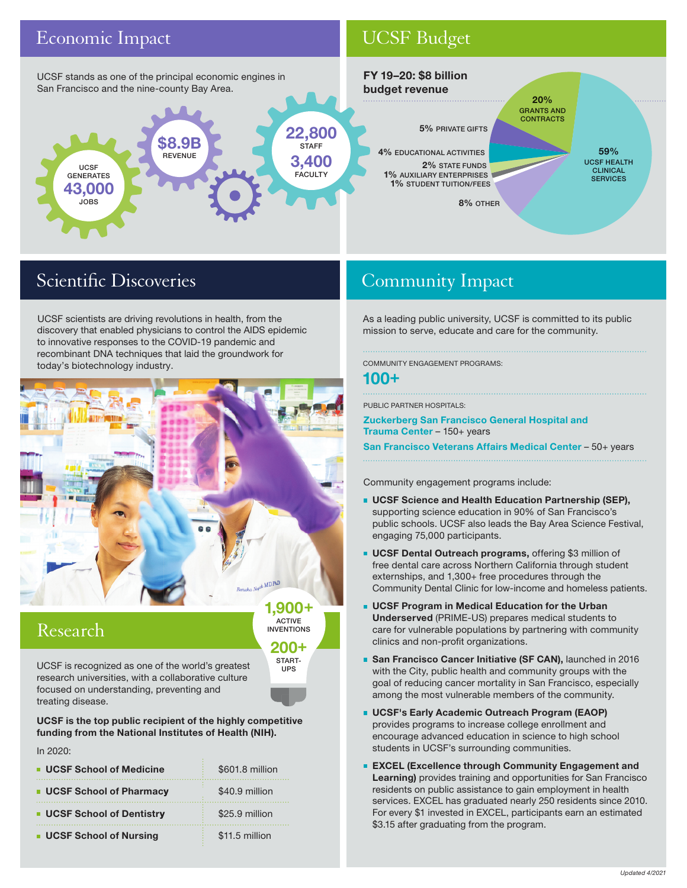## Economic Impact

UCSF stands as one of the principal economic engines in San Francisco and the nine-county Bay Area.

UCSF GENERATES
**43,000**
JOBS

**$8.9B**
REVENUE

**22,800**
STAFF

**3,400**
FACULTY

## UCSF Budget

**FY 19–20: $8 billion budget revenue**

59% UCSF HEALTH CLINICAL SERVICES
20% GRANTS AND CONTRACTS
5% PRIVATE GIFTS
4% EDUCATIONAL ACTIVITIES
2% STATE FUNDS
1% AUXILIARY ENTERPRISES
1% STUDENT TUITION/FEES
8% OTHER

## Scientific Discoveries

UCSF scientists are driving revolutions in health, from the discovery that enabled physicians to control the AIDS epidemic to innovative responses to the COVID-19 pandemic and recombinant DNA techniques that laid the groundwork for today's biotechnology industry.

## Research

**1,900+** ACTIVE INVENTIONS

**200+** START-UPS

UCSF is recognized as one of the world's greatest research universities, with a collaborative culture focused on understanding, preventing and treating disease.

**UCSF is the top public recipient of the highly competitive funding from the National Institutes of Health (NIH).**

In 2020:

| | |
|---|---|
| **UCSF School of Medicine** | $601.8 million |
| **UCSF School of Pharmacy** | $40.9 million |
| **UCSF School of Dentistry** | $25.9 million |
| **UCSF School of Nursing** | $11.5 million |

## Community Impact

As a leading public university, UCSF is committed to its public mission to serve, educate and care for the community.

COMMUNITY ENGAGEMENT PROGRAMS:

**100+**

PUBLIC PARTNER HOSPITALS:

**Zuckerberg San Francisco General Hospital and Trauma Center** – 150+ years

**San Francisco Veterans Affairs Medical Center** – 50+ years

Community engagement programs include:

- **UCSF Science and Health Education Partnership (SEP),** supporting science education in 90% of San Francisco's public schools. UCSF also leads the Bay Area Science Festival, engaging 75,000 participants.
- **UCSF Dental Outreach programs,** offering $3 million of free dental care across Northern California through student externships, and 1,300+ free procedures through the Community Dental Clinic for low-income and homeless patients.
- **UCSF Program in Medical Education for the Urban Underserved** (PRIME-US) prepares medical students to care for vulnerable populations by partnering with community clinics and non-profit organizations.
- **San Francisco Cancer Initiative (SF CAN),** launched in 2016 with the City, public health and community groups with the goal of reducing cancer mortality in San Francisco, especially among the most vulnerable members of the community.
- **UCSF's Early Academic Outreach Program (EAOP)** provides programs to increase college enrollment and encourage advanced education in science to high school students in UCSF's surrounding communities.
- **EXCEL (Excellence through Community Engagement and Learning)** provides training and opportunities for San Francisco residents on public assistance to gain employment in health services. EXCEL has graduated nearly 250 residents since 2010. For every $1 invested in EXCEL, participants earn an estimated $3.15 after graduating from the program.

*Updated 4/2021*